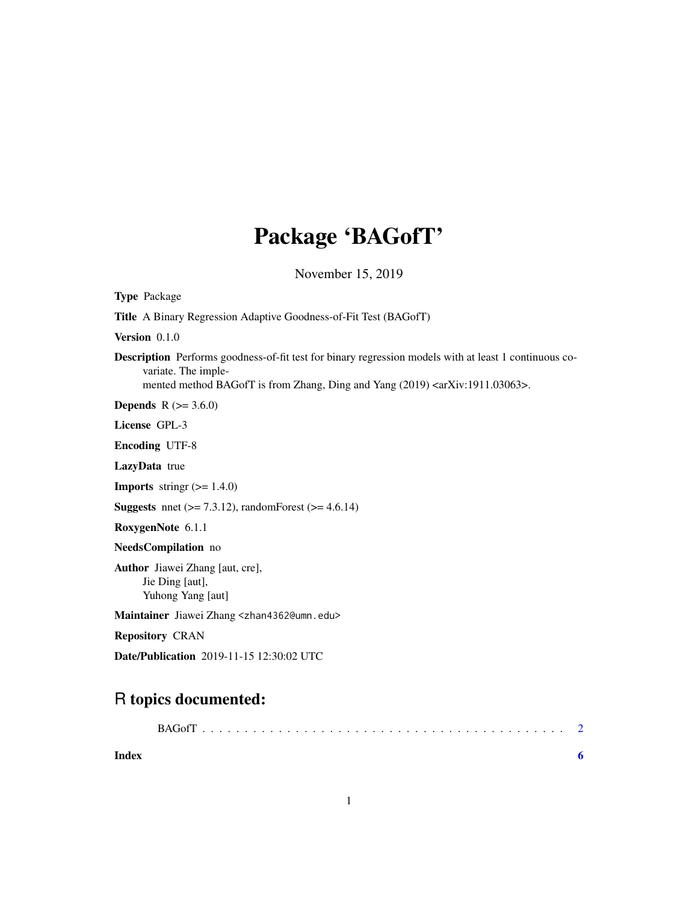# Package 'BAGofT'

November 15, 2019

**Type** Package

**Title** A Binary Regression Adaptive Goodness-of-Fit Test (BAGofT)

**Version** 0.1.0

**Description** Performs goodness-of-fit test for binary regression models with at least 1 continuous covariate. The implemented method BAGofT is from Zhang, Ding and Yang (2019) <arXiv:1911.03063>.

**Depends** R (>= 3.6.0)

**License** GPL-3

**Encoding** UTF-8

**LazyData** true

**Imports** stringr (>= 1.4.0)

**Suggests** nnet (>= 7.3.12), randomForest (>= 4.6.14)

**RoxygenNote** 6.1.1

**NeedsCompilation** no

**Author** Jiawei Zhang [aut, cre],
Jie Ding [aut],
Yuhong Yang [aut]

**Maintainer** Jiawei Zhang <zhan4362@umn.edu>

**Repository** CRAN

**Date/Publication** 2019-11-15 12:30:02 UTC

## R topics documented:

BAGofT . . . . . . . . . . . . . . . . . . . . . . . . . . . . . . . . . . . . . . . . . . 2

**Index** **6**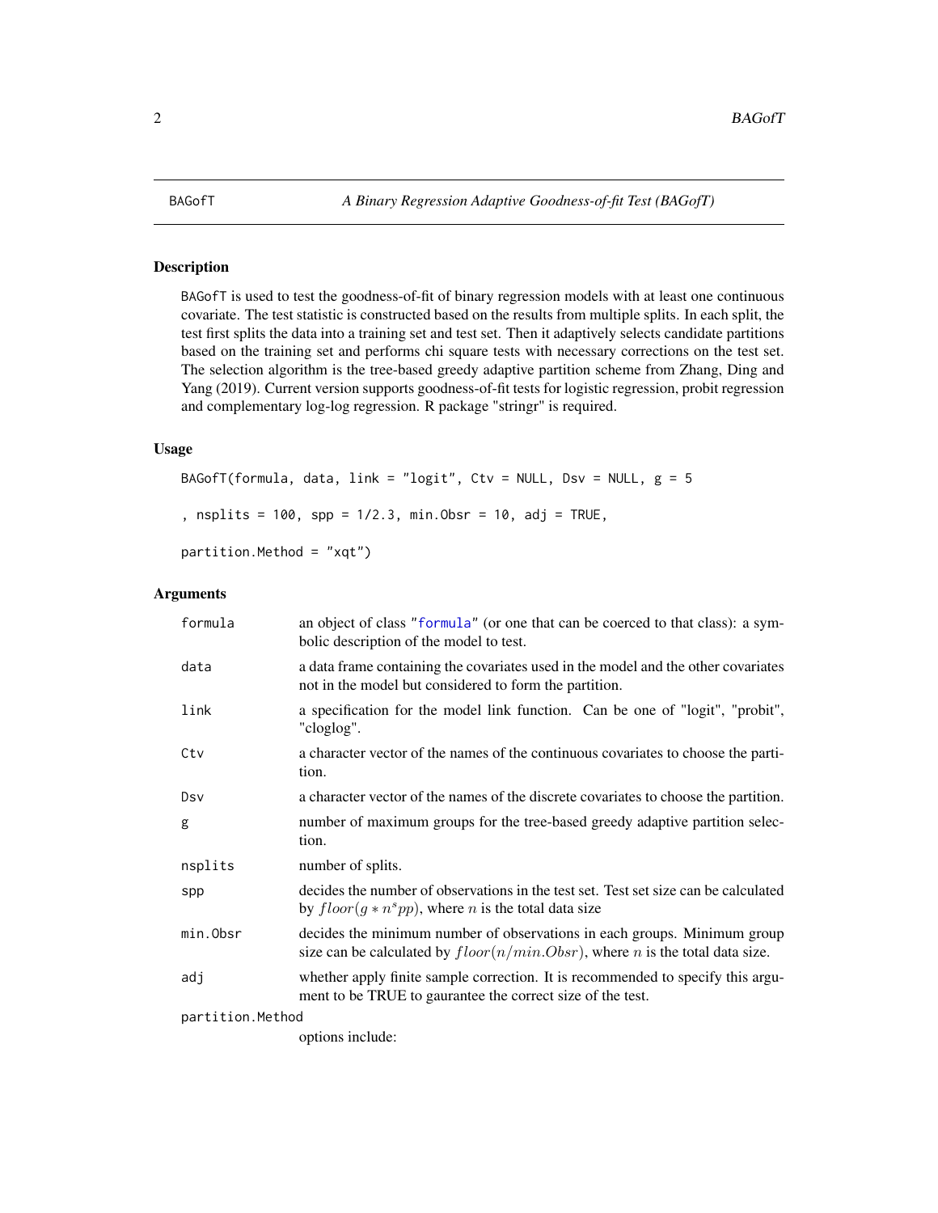# BAGofT — A Binary Regression Adaptive Goodness-of-fit Test (BAGofT)

## Description

BAGofT is used to test the goodness-of-fit of binary regression models with at least one continuous covariate. The test statistic is constructed based on the results from multiple splits. In each split, the test first splits the data into a training set and test set. Then it adaptively selects candidate partitions based on the training set and performs chi square tests with necessary corrections on the test set. The selection algorithm is the tree-based greedy adaptive partition scheme from Zhang, Ding and Yang (2019). Current version supports goodness-of-fit tests for logistic regression, probit regression and complementary log-log regression. R package "stringr" is required.

## Usage

```
BAGofT(formula, data, link = "logit", Ctv = NULL, Dsv = NULL, g = 5

, nsplits = 100, spp = 1/2.3, min.Obsr = 10, adj = TRUE,

partition.Method = "xqt")
```

## Arguments

| Argument | Description |
|---|---|
| formula | an object of class "formula" (or one that can be coerced to that class): a symbolic description of the model to test. |
| data | a data frame containing the covariates used in the model and the other covariates not in the model but considered to form the partition. |
| link | a specification for the model link function. Can be one of "logit", "probit", "cloglog". |
| Ctv | a character vector of the names of the continuous covariates to choose the partition. |
| Dsv | a character vector of the names of the discrete covariates to choose the partition. |
| g | number of maximum groups for the tree-based greedy adaptive partition selection. |
| nsplits | number of splits. |
| spp | decides the number of observations in the test set. Test set size can be calculated by $floor(g * n^s pp)$, where $n$ is the total data size |
| min.Obsr | decides the minimum number of observations in each groups. Minimum group size can be calculated by $floor(n/min.Obsr)$, where $n$ is the total data size. |
| adj | whether apply finite sample correction. It is recommended to specify this argument to be TRUE to gaurantee the correct size of the test. |
| partition.Method | options include: |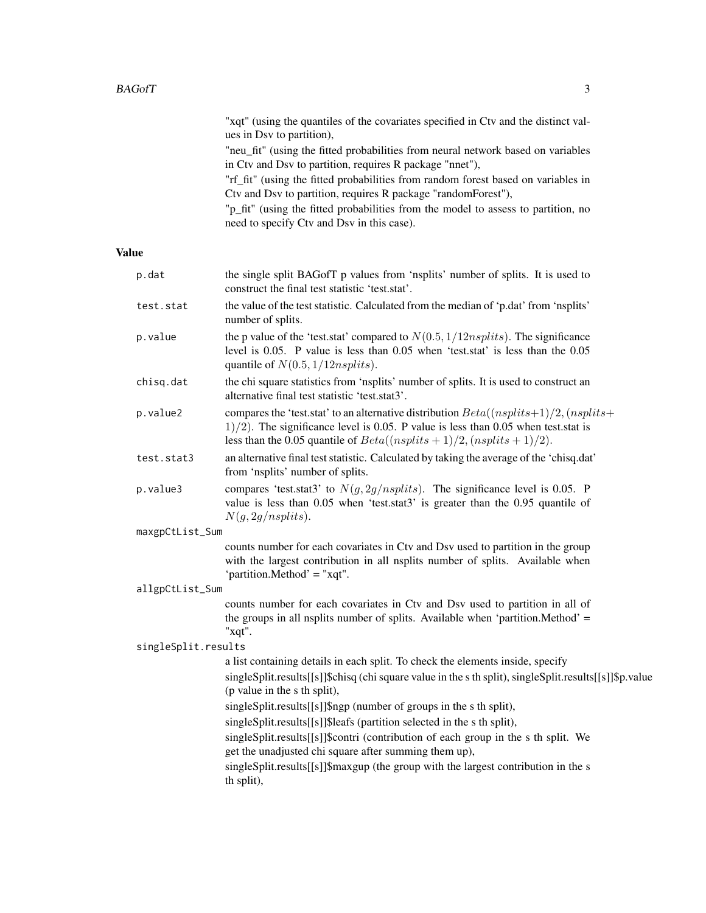"xqt" (using the quantiles of the covariates specified in Ctv and the distinct values in Dsv to partition),

"neu_fit" (using the fitted probabilities from neural network based on variables in Ctv and Dsv to partition, requires R package "nnet"),

"rf_fit" (using the fitted probabilities from random forest based on variables in Ctv and Dsv to partition, requires R package "randomForest"),

"p_fit" (using the fitted probabilities from the model to assess to partition, no need to specify Ctv and Dsv in this case).

## Value

`p.dat`
: the single split BAGofT p values from 'nsplits' number of splits. It is used to construct the final test statistic 'test.stat'.

`test.stat`
: the value of the test statistic. Calculated from the median of 'p.dat' from 'nsplits' number of splits.

`p.value`
: the p value of the 'test.stat' compared to $N(0.5, 1/12nsplits)$. The significance level is 0.05. P value is less than 0.05 when 'test.stat' is less than the 0.05 quantile of $N(0.5, 1/12nsplits)$.

`chisq.dat`
: the chi square statistics from 'nsplits' number of splits. It is used to construct an alternative final test statistic 'test.stat3'.

`p.value2`
: compares the 'test.stat' to an alternative distribution $Beta((nsplits+1)/2, (nsplits+1)/2)$. The significance level is 0.05. P value is less than 0.05 when test.stat is less than the 0.05 quantile of $Beta((nsplits + 1)/2, (nsplits + 1)/2)$.

`test.stat3`
: an alternative final test statistic. Calculated by taking the average of the 'chisq.dat' from 'nsplits' number of splits.

`p.value3`
: compares 'test.stat3' to $N(g, 2g/nsplits)$. The significance level is 0.05. P value is less than 0.05 when 'test.stat3' is greater than the 0.95 quantile of $N(g, 2g/nsplits)$.

`maxgpCtList_Sum`
: counts number for each covariates in Ctv and Dsv used to partition in the group with the largest contribution in all nsplits number of splits. Available when 'partition.Method' = "xqt".

`allgpCtList_Sum`
: counts number for each covariates in Ctv and Dsv used to partition in all of the groups in all nsplits number of splits. Available when 'partition.Method' = "xqt".

`singleSplit.results`
: a list containing details in each split. To check the elements inside, specify

  singleSplit.results[[s]]$chisq (chi square value in the s th split), singleSplit.results[[s]]$p.value (p value in the s th split),

  singleSplit.results[[s]]$ngp (number of groups in the s th split),

  singleSplit.results[[s]]$leafs (partition selected in the s th split),

  singleSplit.results[[s]]$contri (contribution of each group in the s th split. We get the unadjusted chi square after summing them up),

  singleSplit.results[[s]]$maxgup (the group with the largest contribution in the s th split),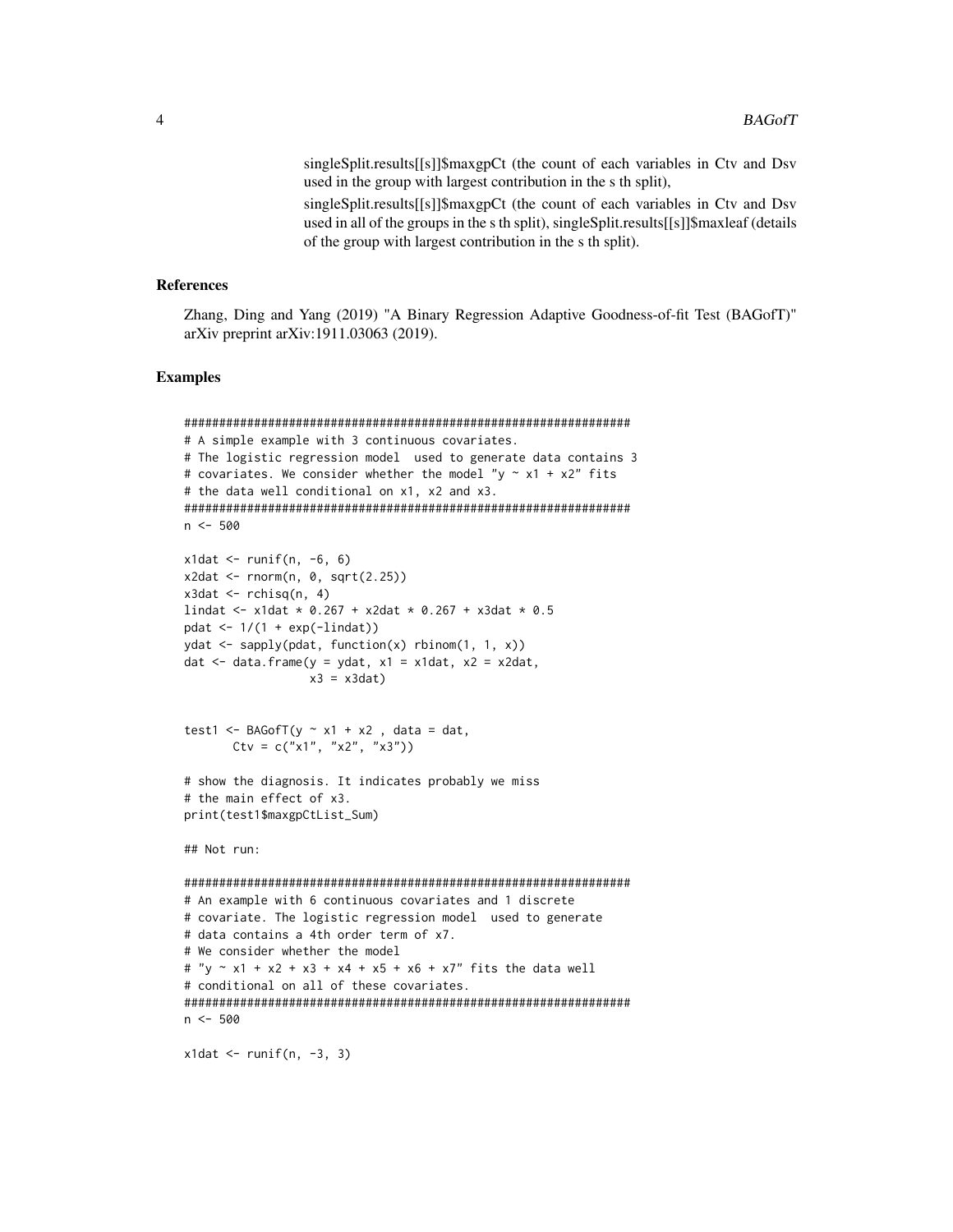singleSplit.results[[s]]$maxgpCt (the count of each variables in Ctv and Dsv used in the group with largest contribution in the s th split),

singleSplit.results[[s]]$maxgpCt (the count of each variables in Ctv and Dsv used in all of the groups in the s th split), singleSplit.results[[s]]$maxleaf (details of the group with largest contribution in the s th split).

## References

Zhang, Ding and Yang (2019) "A Binary Regression Adaptive Goodness-of-fit Test (BAGofT)" arXiv preprint arXiv:1911.03063 (2019).

## Examples

```
###################################################################
# A simple example with 3 continuous covariates.
# The logistic regression model  used to generate data contains 3
# covariates. We consider whether the model "y ~ x1 + x2" fits
# the data well conditional on x1, x2 and x3.
###################################################################
n <- 500

x1dat <- runif(n, -6, 6)
x2dat <- rnorm(n, 0, sqrt(2.25))
x3dat <- rchisq(n, 4)
lindat <- x1dat * 0.267 + x2dat * 0.267 + x3dat * 0.5
pdat <- 1/(1 + exp(-lindat))
ydat <- sapply(pdat, function(x) rbinom(1, 1, x))
dat <- data.frame(y = ydat, x1 = x1dat, x2 = x2dat,
                  x3 = x3dat)


test1 <- BAGofT(y ~ x1 + x2 , data = dat,
       Ctv = c("x1", "x2", "x3"))

# show the diagnosis. It indicates probably we miss
# the main effect of x3.
print(test1$maxgpCtList_Sum)

## Not run:

###################################################################
# An example with 6 continuous covariates and 1 discrete
# covariate. The logistic regression model  used to generate
# data contains a 4th order term of x7.
# We consider whether the model
# "y ~ x1 + x2 + x3 + x4 + x5 + x6 + x7" fits the data well
# conditional on all of these covariates.
###################################################################
n <- 500

x1dat <- runif(n, -3, 3)
```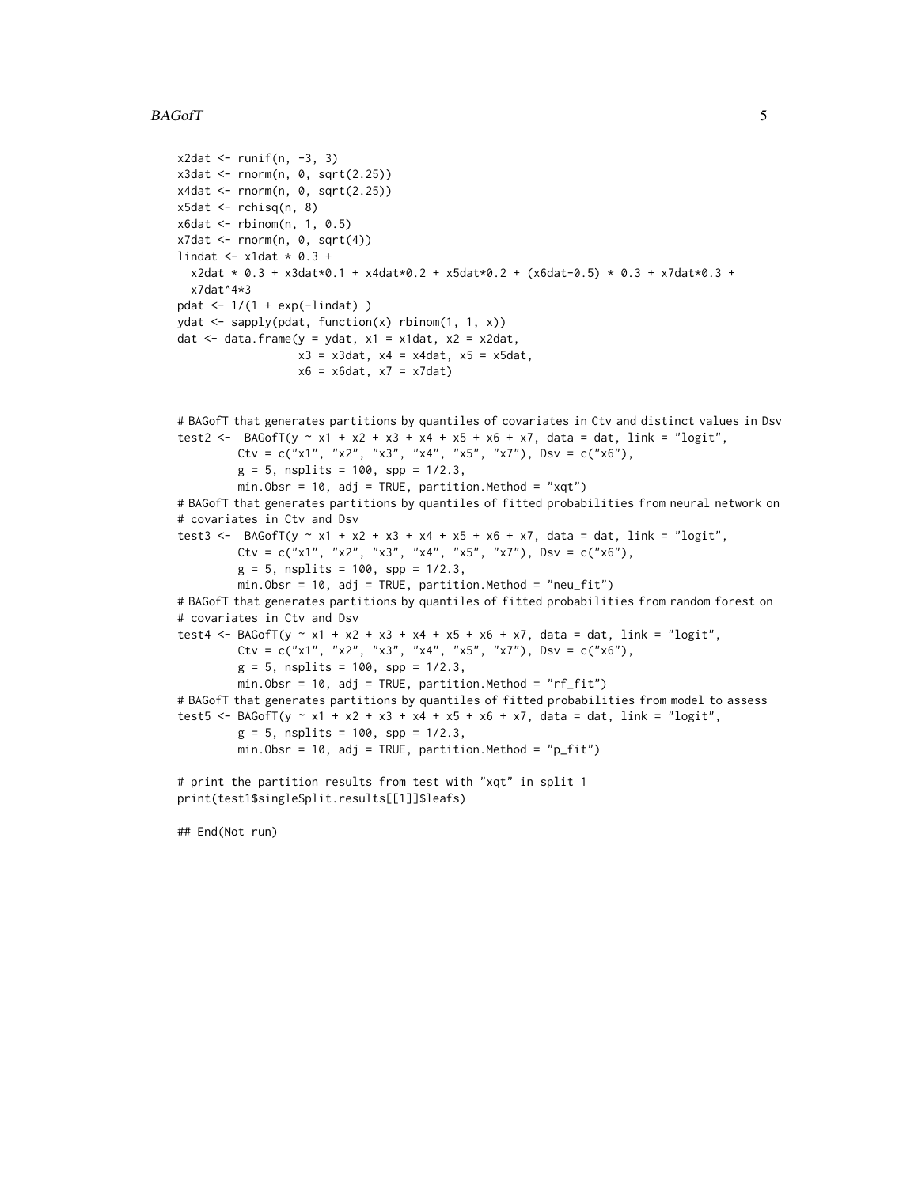```
x2dat <- runif(n, -3, 3)
x3dat <- rnorm(n, 0, sqrt(2.25))
x4dat <- rnorm(n, 0, sqrt(2.25))
x5dat <- rchisq(n, 8)
x6dat <- rbinom(n, 1, 0.5)
x7dat <- rnorm(n, 0, sqrt(4))
lindat <- x1dat * 0.3 +
  x2dat * 0.3 + x3dat*0.1 + x4dat*0.2 + x5dat*0.2 + (x6dat-0.5) * 0.3 + x7dat*0.3 +
  x7dat^4*3
pdat <- 1/(1 + exp(-lindat) )
ydat <- sapply(pdat, function(x) rbinom(1, 1, x))
dat <- data.frame(y = ydat, x1 = x1dat, x2 = x2dat,
                  x3 = x3dat, x4 = x4dat, x5 = x5dat,
                  x6 = x6dat, x7 = x7dat)


# BAGofT that generates partitions by quantiles of covariates in Ctv and distinct values in Dsv
test2 <-  BAGofT(y ~ x1 + x2 + x3 + x4 + x5 + x6 + x7, data = dat, link = "logit",
         Ctv = c("x1", "x2", "x3", "x4", "x5", "x7"), Dsv = c("x6"),
         g = 5, nsplits = 100, spp = 1/2.3,
         min.Obsr = 10, adj = TRUE, partition.Method = "xqt")
# BAGofT that generates partitions by quantiles of fitted probabilities from neural network on
# covariates in Ctv and Dsv
test3 <-  BAGofT(y ~ x1 + x2 + x3 + x4 + x5 + x6 + x7, data = dat, link = "logit",
         Ctv = c("x1", "x2", "x3", "x4", "x5", "x7"), Dsv = c("x6"),
         g = 5, nsplits = 100, spp = 1/2.3,
         min.Obsr = 10, adj = TRUE, partition.Method = "neu_fit")
# BAGofT that generates partitions by quantiles of fitted probabilities from random forest on
# covariates in Ctv and Dsv
test4 <- BAGofT(y ~ x1 + x2 + x3 + x4 + x5 + x6 + x7, data = dat, link = "logit",
         Ctv = c("x1", "x2", "x3", "x4", "x5", "x7"), Dsv = c("x6"),
         g = 5, nsplits = 100, spp = 1/2.3,
         min.Obsr = 10, adj = TRUE, partition.Method = "rf_fit")
# BAGofT that generates partitions by quantiles of fitted probabilities from model to assess
test5 <- BAGofT(y ~ x1 + x2 + x3 + x4 + x5 + x6 + x7, data = dat, link = "logit",
         g = 5, nsplits = 100, spp = 1/2.3,
         min.Obsr = 10, adj = TRUE, partition.Method = "p_fit")

# print the partition results from test with "xqt" in split 1
print(test1$singleSplit.results[[1]]$leafs)

## End(Not run)
```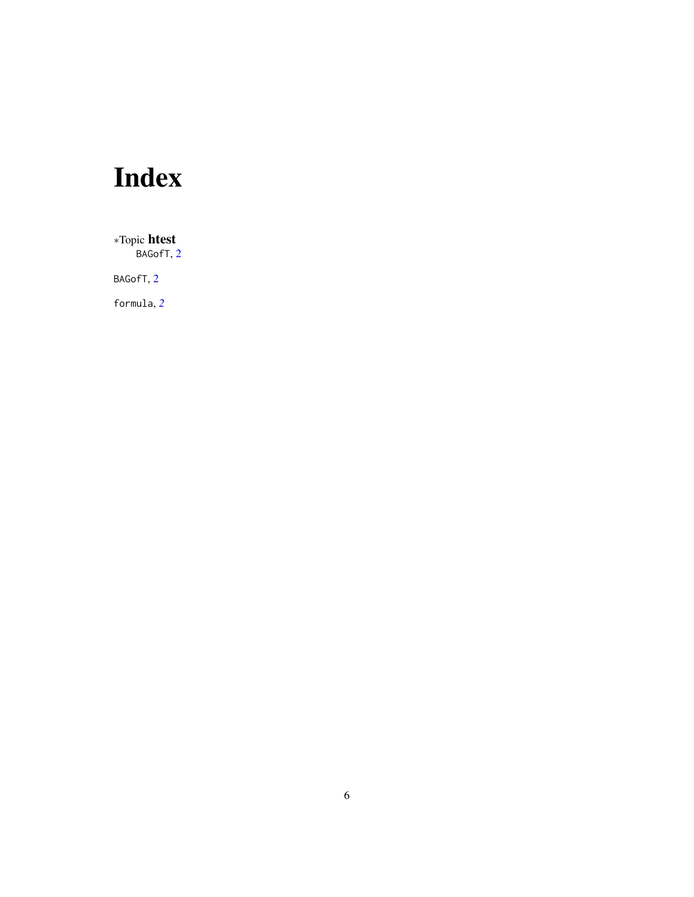# Index

∗Topic **htest**
    BAGofT, 2

BAGofT, 2

formula, *2*